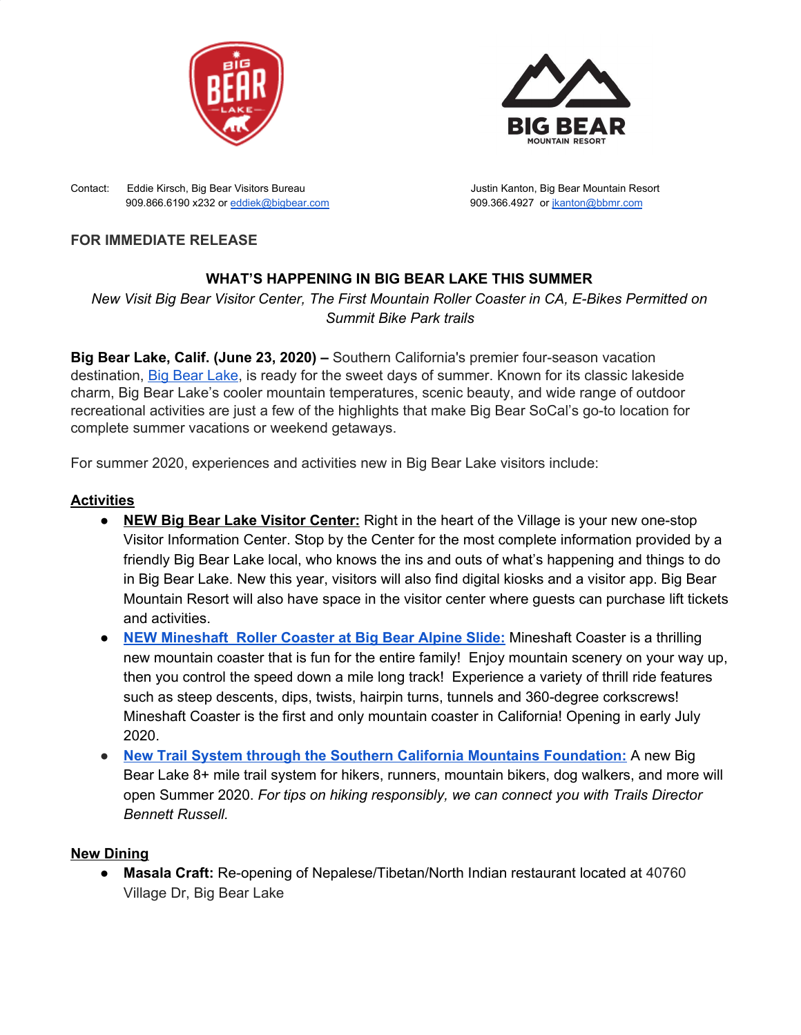Contact: Eddie Kirsch, Big Bear Visitors Bureau
909.866.6190 x232 or eddiek@bigbear.com

Justin Kanton, Big Bear Mountain Resort
909.366.4927 or jkanton@bbmr.com

**FOR IMMEDIATE RELEASE**

## WHAT'S HAPPENING IN BIG BEAR LAKE THIS SUMMER

*New Visit Big Bear Visitor Center, The First Mountain Roller Coaster in CA, E-Bikes Permitted on Summit Bike Park trails*

**Big Bear Lake, Calif. (June 23, 2020) –** Southern California's premier four-season vacation destination, Big Bear Lake, is ready for the sweet days of summer. Known for its classic lakeside charm, Big Bear Lake's cooler mountain temperatures, scenic beauty, and wide range of outdoor recreational activities are just a few of the highlights that make Big Bear SoCal's go-to location for complete summer vacations or weekend getaways.

For summer 2020, experiences and activities new in Big Bear Lake visitors include:

### Activities

- **NEW Big Bear Lake Visitor Center:** Right in the heart of the Village is your new one-stop Visitor Information Center. Stop by the Center for the most complete information provided by a friendly Big Bear Lake local, who knows the ins and outs of what's happening and things to do in Big Bear Lake. New this year, visitors will also find digital kiosks and a visitor app. Big Bear Mountain Resort will also have space in the visitor center where guests can purchase lift tickets and activities.
- **NEW Mineshaft Roller Coaster at Big Bear Alpine Slide:** Mineshaft Coaster is a thrilling new mountain coaster that is fun for the entire family! Enjoy mountain scenery on your way up, then you control the speed down a mile long track! Experience a variety of thrill ride features such as steep descents, dips, twists, hairpin turns, tunnels and 360-degree corkscrews! Mineshaft Coaster is the first and only mountain coaster in California! Opening in early July 2020.
- **New Trail System through the Southern California Mountains Foundation:** A new Big Bear Lake 8+ mile trail system for hikers, runners, mountain bikers, dog walkers, and more will open Summer 2020. *For tips on hiking responsibly, we can connect you with Trails Director Bennett Russell.*

### New Dining

- **Masala Craft:** Re-opening of Nepalese/Tibetan/North Indian restaurant located at 40760 Village Dr, Big Bear Lake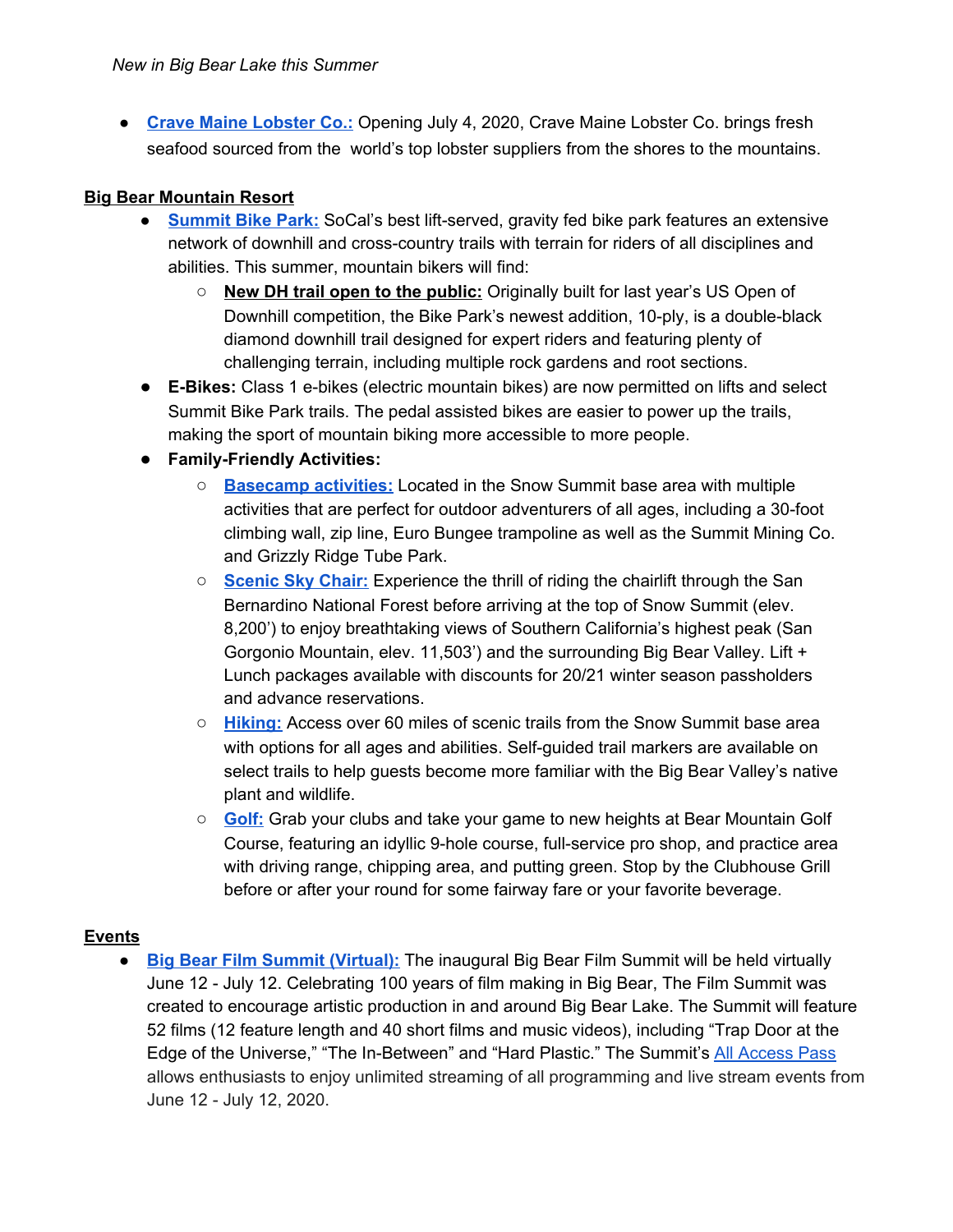*New in Big Bear Lake this Summer*

- **Crave Maine Lobster Co.:** Opening July 4, 2020, Crave Maine Lobster Co. brings fresh seafood sourced from the world's top lobster suppliers from the shores to the mountains.

**Big Bear Mountain Resort**

- **Summit Bike Park:** SoCal's best lift-served, gravity fed bike park features an extensive network of downhill and cross-country trails with terrain for riders of all disciplines and abilities. This summer, mountain bikers will find:
  - **New DH trail open to the public:** Originally built for last year's US Open of Downhill competition, the Bike Park's newest addition, 10-ply, is a double-black diamond downhill trail designed for expert riders and featuring plenty of challenging terrain, including multiple rock gardens and root sections.
- **E-Bikes:** Class 1 e-bikes (electric mountain bikes) are now permitted on lifts and select Summit Bike Park trails. The pedal assisted bikes are easier to power up the trails, making the sport of mountain biking more accessible to more people.
- **Family-Friendly Activities:**
  - **Basecamp activities:** Located in the Snow Summit base area with multiple activities that are perfect for outdoor adventurers of all ages, including a 30-foot climbing wall, zip line, Euro Bungee trampoline as well as the Summit Mining Co. and Grizzly Ridge Tube Park.
  - **Scenic Sky Chair:** Experience the thrill of riding the chairlift through the San Bernardino National Forest before arriving at the top of Snow Summit (elev. 8,200') to enjoy breathtaking views of Southern California's highest peak (San Gorgonio Mountain, elev. 11,503') and the surrounding Big Bear Valley. Lift + Lunch packages available with discounts for 20/21 winter season passholders and advance reservations.
  - **Hiking:** Access over 60 miles of scenic trails from the Snow Summit base area with options for all ages and abilities. Self-guided trail markers are available on select trails to help guests become more familiar with the Big Bear Valley's native plant and wildlife.
  - **Golf:** Grab your clubs and take your game to new heights at Bear Mountain Golf Course, featuring an idyllic 9-hole course, full-service pro shop, and practice area with driving range, chipping area, and putting green. Stop by the Clubhouse Grill before or after your round for some fairway fare or your favorite beverage.

**Events**

- **Big Bear Film Summit (Virtual):** The inaugural Big Bear Film Summit will be held virtually June 12 - July 12. Celebrating 100 years of film making in Big Bear, The Film Summit was created to encourage artistic production in and around Big Bear Lake. The Summit will feature 52 films (12 feature length and 40 short films and music videos), including "Trap Door at the Edge of the Universe," "The In-Between" and "Hard Plastic." The Summit's All Access Pass allows enthusiasts to enjoy unlimited streaming of all programming and live stream events from June 12 - July 12, 2020.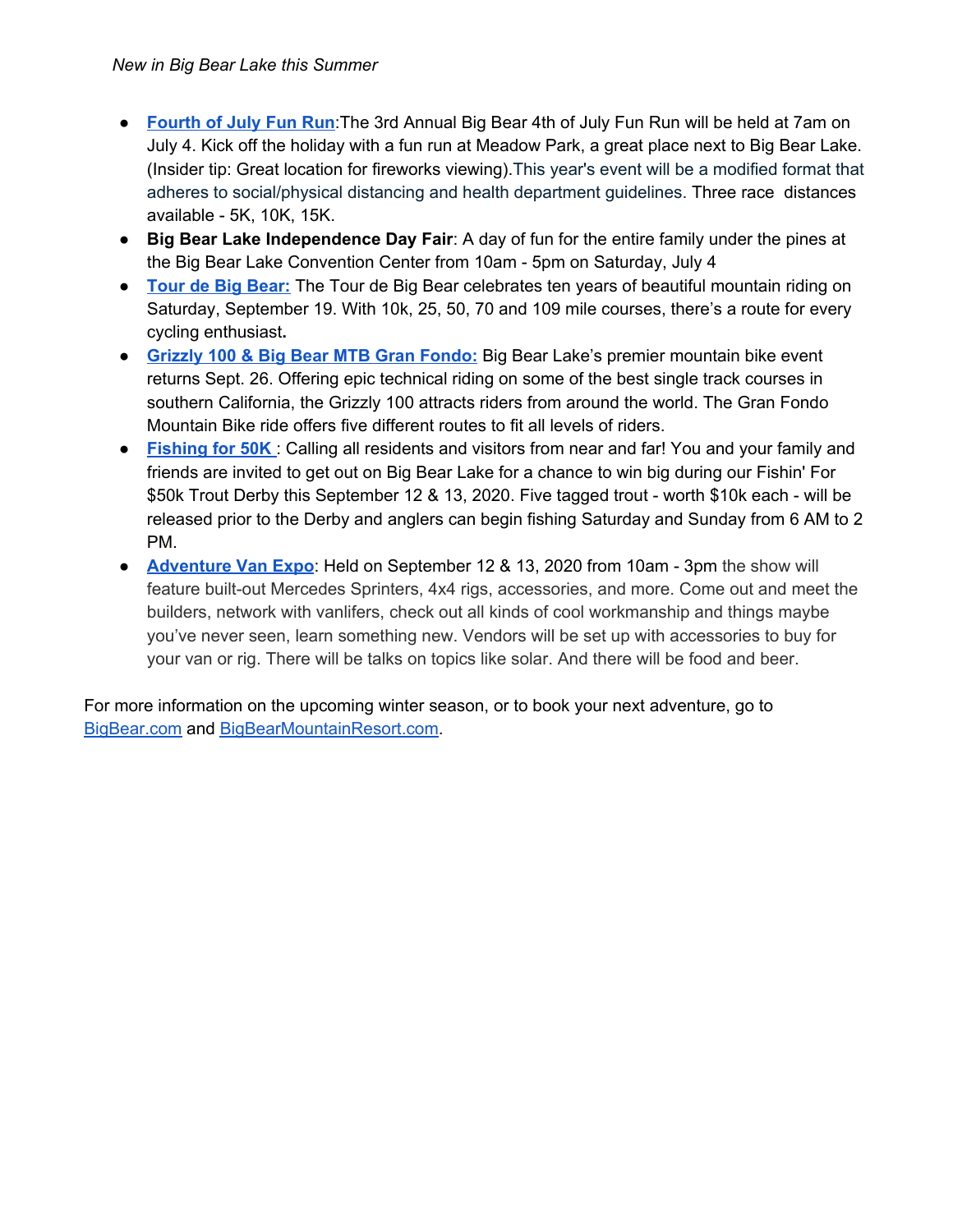*New in Big Bear Lake this Summer*

- **Fourth of July Fun Run**:The 3rd Annual Big Bear 4th of July Fun Run will be held at 7am on July 4. Kick off the holiday with a fun run at Meadow Park, a great place next to Big Bear Lake. (Insider tip: Great location for fireworks viewing).This year's event will be a modified format that adheres to social/physical distancing and health department guidelines. Three race distances available - 5K, 10K, 15K.
- **Big Bear Lake Independence Day Fair**: A day of fun for the entire family under the pines at the Big Bear Lake Convention Center from 10am - 5pm on Saturday, July 4
- **Tour de Big Bear:** The Tour de Big Bear celebrates ten years of beautiful mountain riding on Saturday, September 19. With 10k, 25, 50, 70 and 109 mile courses, there's a route for every cycling enthusiast**.**
- **Grizzly 100 & Big Bear MTB Gran Fondo:** Big Bear Lake's premier mountain bike event returns Sept. 26. Offering epic technical riding on some of the best single track courses in southern California, the Grizzly 100 attracts riders from around the world. The Gran Fondo Mountain Bike ride offers five different routes to fit all levels of riders.
- **Fishing for 50K** : Calling all residents and visitors from near and far! You and your family and friends are invited to get out on Big Bear Lake for a chance to win big during our Fishin' For $50k Trout Derby this September 12 & 13, 2020. Five tagged trout - worth $10k each - will be released prior to the Derby and anglers can begin fishing Saturday and Sunday from 6 AM to 2 PM.
- **Adventure Van Expo**: Held on September 12 & 13, 2020 from 10am - 3pm the show will feature built-out Mercedes Sprinters, 4x4 rigs, accessories, and more. Come out and meet the builders, network with vanlifers, check out all kinds of cool workmanship and things maybe you've never seen, learn something new. Vendors will be set up with accessories to buy for your van or rig. There will be talks on topics like solar. And there will be food and beer.

For more information on the upcoming winter season, or to book your next adventure, go to BigBear.com and BigBearMountainResort.com.